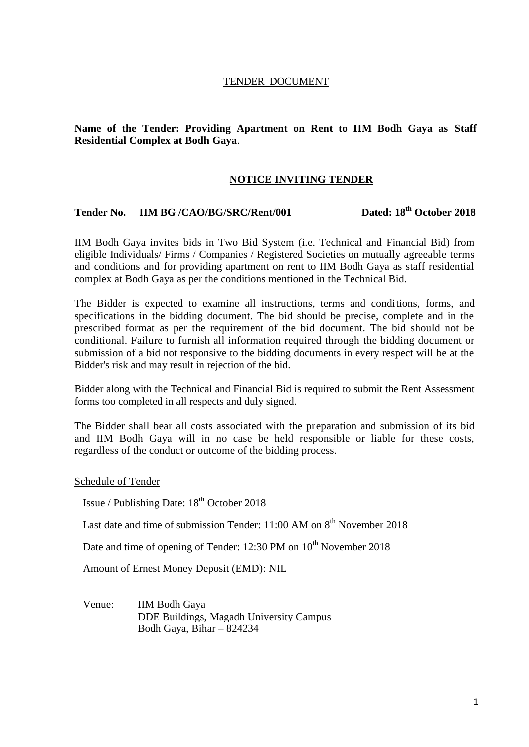TENDER DOCUMENT

**Name of the Tender: Providing Apartment on Rent to IIM Bodh Gaya as Staff Residential Complex at Bodh Gaya**.

## NOTICE INVITING TENDER

**Tender No. IIM BG /CAO/BG/SRC/Rent/001 Dated: 18th October 2018**

IIM Bodh Gaya invites bids in Two Bid System (i.e. Technical and Financial Bid) from eligible Individuals/ Firms / Companies / Registered Societies on mutually agreeable terms and conditions and for providing apartment on rent to IIM Bodh Gaya as staff residential complex at Bodh Gaya as per the conditions mentioned in the Technical Bid.

The Bidder is expected to examine all instructions, terms and conditions, forms, and specifications in the bidding document. The bid should be precise, complete and in the prescribed format as per the requirement of the bid document. The bid should not be conditional. Failure to furnish all information required through the bidding document or submission of a bid not responsive to the bidding documents in every respect will be at the Bidder's risk and may result in rejection of the bid.

Bidder along with the Technical and Financial Bid is required to submit the Rent Assessment forms too completed in all respects and duly signed.

The Bidder shall bear all costs associated with the preparation and submission of its bid and IIM Bodh Gaya will in no case be held responsible or liable for these costs, regardless of the conduct or outcome of the bidding process.

Schedule of Tender

Issue / Publishing Date: 18th October 2018

Last date and time of submission Tender: 11:00 AM on 8th November 2018

Date and time of opening of Tender: 12:30 PM on 10th November 2018

Amount of Ernest Money Deposit (EMD): NIL

Venue: IIM Bodh Gaya
DDE Buildings, Magadh University Campus
Bodh Gaya, Bihar – 824234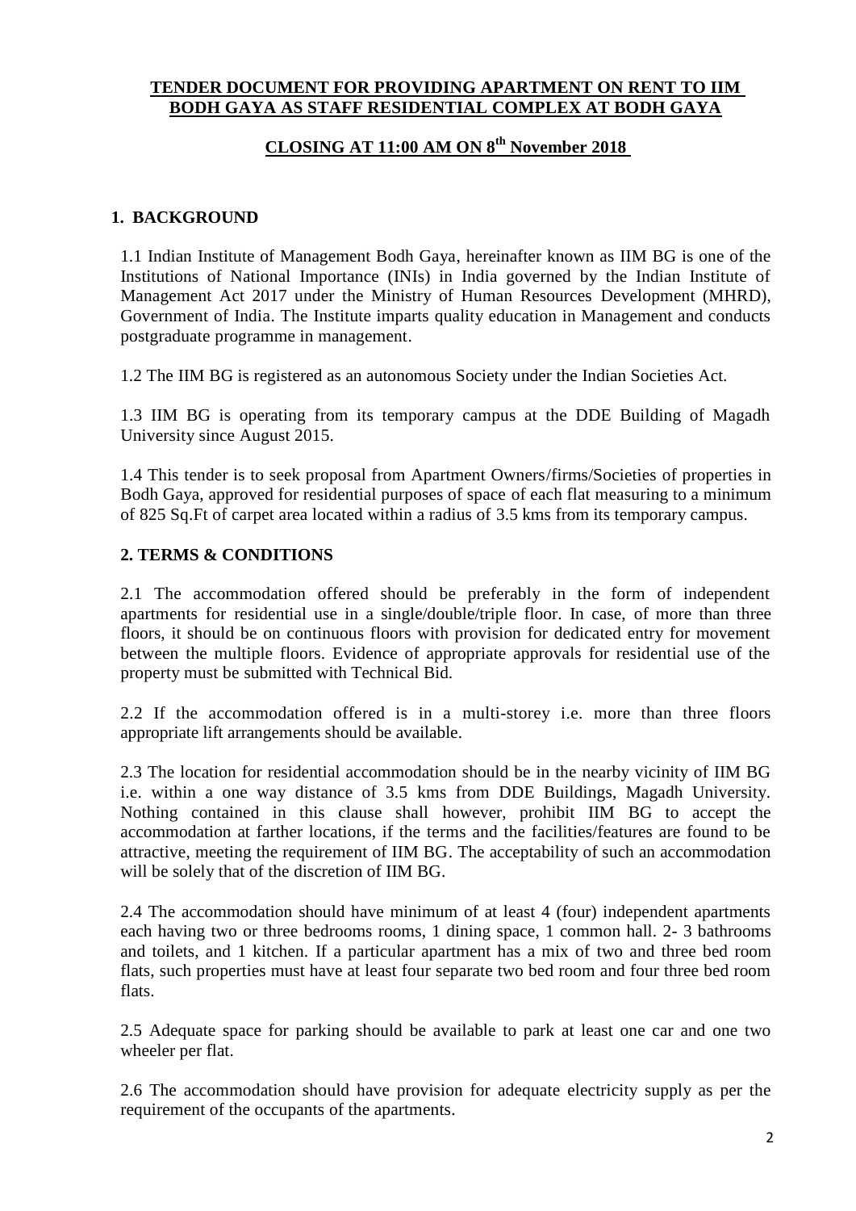# TENDER DOCUMENT FOR PROVIDING APARTMENT ON RENT TO IIM BODH GAYA AS STAFF RESIDENTIAL COMPLEX AT BODH GAYA

## CLOSING AT 11:00 AM ON 8th November 2018

## 1. BACKGROUND

1.1 Indian Institute of Management Bodh Gaya, hereinafter known as IIM BG is one of the Institutions of National Importance (INIs) in India governed by the Indian Institute of Management Act 2017 under the Ministry of Human Resources Development (MHRD), Government of India. The Institute imparts quality education in Management and conducts postgraduate programme in management.

1.2 The IIM BG is registered as an autonomous Society under the Indian Societies Act.

1.3 IIM BG is operating from its temporary campus at the DDE Building of Magadh University since August 2015.

1.4 This tender is to seek proposal from Apartment Owners/firms/Societies of properties in Bodh Gaya, approved for residential purposes of space of each flat measuring to a minimum of 825 Sq.Ft of carpet area located within a radius of 3.5 kms from its temporary campus.

## 2. TERMS & CONDITIONS

2.1 The accommodation offered should be preferably in the form of independent apartments for residential use in a single/double/triple floor. In case, of more than three floors, it should be on continuous floors with provision for dedicated entry for movement between the multiple floors. Evidence of appropriate approvals for residential use of the property must be submitted with Technical Bid.

2.2 If the accommodation offered is in a multi-storey i.e. more than three floors appropriate lift arrangements should be available.

2.3 The location for residential accommodation should be in the nearby vicinity of IIM BG i.e. within a one way distance of 3.5 kms from DDE Buildings, Magadh University. Nothing contained in this clause shall however, prohibit IIM BG to accept the accommodation at farther locations, if the terms and the facilities/features are found to be attractive, meeting the requirement of IIM BG. The acceptability of such an accommodation will be solely that of the discretion of IIM BG.

2.4 The accommodation should have minimum of at least 4 (four) independent apartments each having two or three bedrooms rooms, 1 dining space, 1 common hall. 2- 3 bathrooms and toilets, and 1 kitchen. If a particular apartment has a mix of two and three bed room flats, such properties must have at least four separate two bed room and four three bed room flats.

2.5 Adequate space for parking should be available to park at least one car and one two wheeler per flat.

2.6 The accommodation should have provision for adequate electricity supply as per the requirement of the occupants of the apartments.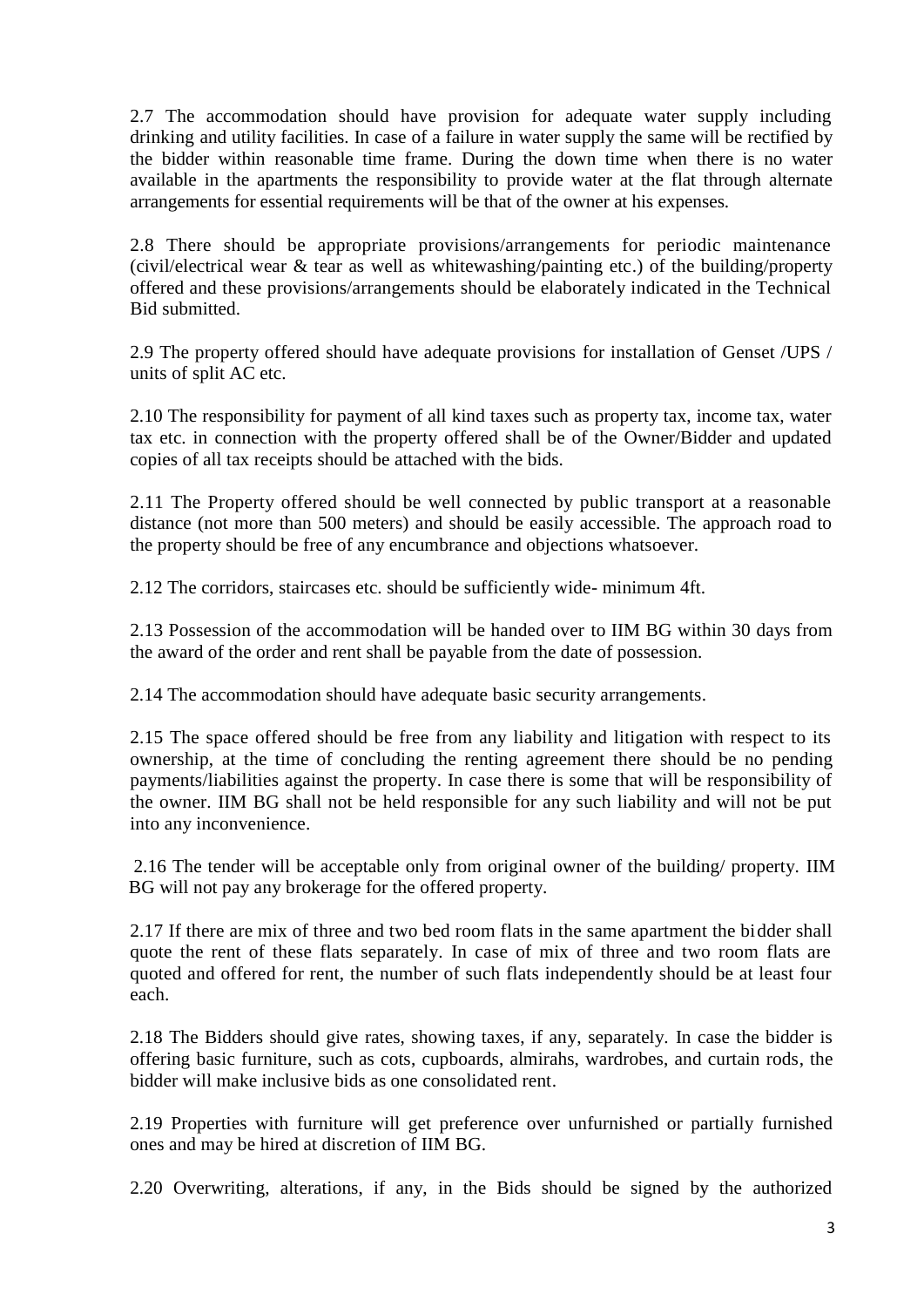2.7 The accommodation should have provision for adequate water supply including drinking and utility facilities. In case of a failure in water supply the same will be rectified by the bidder within reasonable time frame. During the down time when there is no water available in the apartments the responsibility to provide water at the flat through alternate arrangements for essential requirements will be that of the owner at his expenses.

2.8 There should be appropriate provisions/arrangements for periodic maintenance (civil/electrical wear & tear as well as whitewashing/painting etc.) of the building/property offered and these provisions/arrangements should be elaborately indicated in the Technical Bid submitted.

2.9 The property offered should have adequate provisions for installation of Genset /UPS / units of split AC etc.

2.10 The responsibility for payment of all kind taxes such as property tax, income tax, water tax etc. in connection with the property offered shall be of the Owner/Bidder and updated copies of all tax receipts should be attached with the bids.

2.11 The Property offered should be well connected by public transport at a reasonable distance (not more than 500 meters) and should be easily accessible. The approach road to the property should be free of any encumbrance and objections whatsoever.

2.12 The corridors, staircases etc. should be sufficiently wide- minimum 4ft.

2.13 Possession of the accommodation will be handed over to IIM BG within 30 days from the award of the order and rent shall be payable from the date of possession.

2.14 The accommodation should have adequate basic security arrangements.

2.15 The space offered should be free from any liability and litigation with respect to its ownership, at the time of concluding the renting agreement there should be no pending payments/liabilities against the property. In case there is some that will be responsibility of the owner. IIM BG shall not be held responsible for any such liability and will not be put into any inconvenience.

2.16 The tender will be acceptable only from original owner of the building/ property. IIM BG will not pay any brokerage for the offered property.

2.17 If there are mix of three and two bed room flats in the same apartment the bidder shall quote the rent of these flats separately. In case of mix of three and two room flats are quoted and offered for rent, the number of such flats independently should be at least four each.

2.18 The Bidders should give rates, showing taxes, if any, separately. In case the bidder is offering basic furniture, such as cots, cupboards, almirahs, wardrobes, and curtain rods, the bidder will make inclusive bids as one consolidated rent.

2.19 Properties with furniture will get preference over unfurnished or partially furnished ones and may be hired at discretion of IIM BG.

2.20 Overwriting, alterations, if any, in the Bids should be signed by the authorized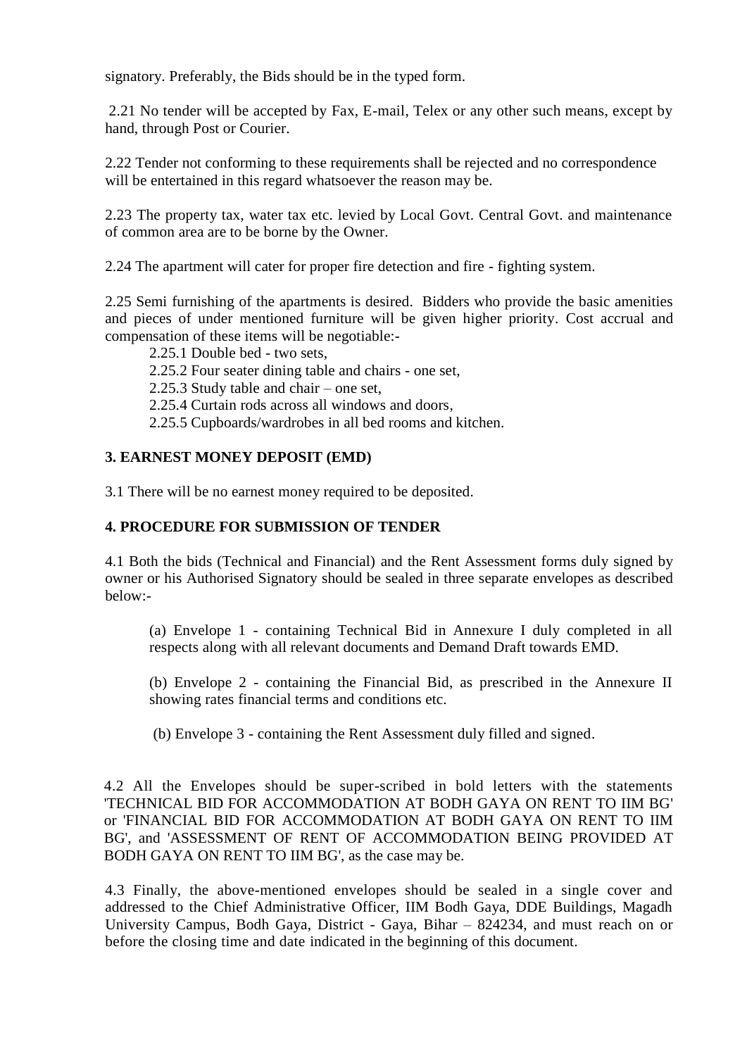signatory. Preferably, the Bids should be in the typed form.

2.21 No tender will be accepted by Fax, E-mail, Telex or any other such means, except by hand, through Post or Courier.

2.22 Tender not conforming to these requirements shall be rejected and no correspondence will be entertained in this regard whatsoever the reason may be.

2.23 The property tax, water tax etc. levied by Local Govt. Central Govt. and maintenance of common area are to be borne by the Owner.

2.24 The apartment will cater for proper fire detection and fire - fighting system.

2.25 Semi furnishing of the apartments is desired. Bidders who provide the basic amenities and pieces of under mentioned furniture will be given higher priority. Cost accrual and compensation of these items will be negotiable:-

2.25.1 Double bed - two sets,
2.25.2 Four seater dining table and chairs - one set,
2.25.3 Study table and chair – one set,
2.25.4 Curtain rods across all windows and doors,
2.25.5 Cupboards/wardrobes in all bed rooms and kitchen.

**3. EARNEST MONEY DEPOSIT (EMD)**

3.1 There will be no earnest money required to be deposited.

**4. PROCEDURE FOR SUBMISSION OF TENDER**

4.1 Both the bids (Technical and Financial) and the Rent Assessment forms duly signed by owner or his Authorised Signatory should be sealed in three separate envelopes as described below:-

(a) Envelope 1 - containing Technical Bid in Annexure I duly completed in all respects along with all relevant documents and Demand Draft towards EMD.

(b) Envelope 2 - containing the Financial Bid, as prescribed in the Annexure II showing rates financial terms and conditions etc.

(b) Envelope 3 - containing the Rent Assessment duly filled and signed.

4.2 All the Envelopes should be super-scribed in bold letters with the statements 'TECHNICAL BID FOR ACCOMMODATION AT BODH GAYA ON RENT TO IIM BG' or 'FINANCIAL BID FOR ACCOMMODATION AT BODH GAYA ON RENT TO IIM BG', and 'ASSESSMENT OF RENT OF ACCOMMODATION BEING PROVIDED AT BODH GAYA ON RENT TO IIM BG', as the case may be.

4.3 Finally, the above-mentioned envelopes should be sealed in a single cover and addressed to the Chief Administrative Officer, IIM Bodh Gaya, DDE Buildings, Magadh University Campus, Bodh Gaya, District - Gaya, Bihar – 824234, and must reach on or before the closing time and date indicated in the beginning of this document.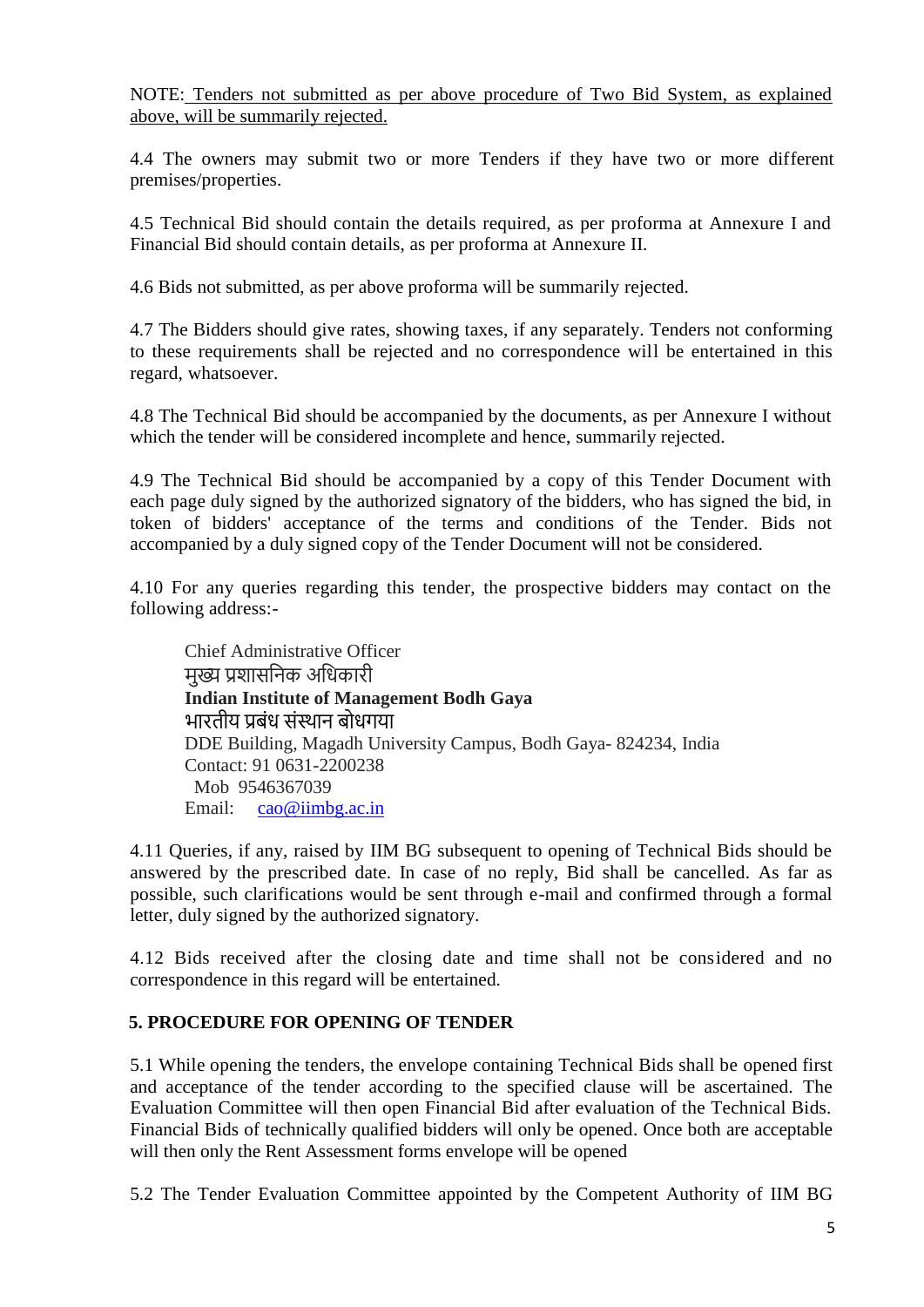NOTE: Tenders not submitted as per above procedure of Two Bid System, as explained above, will be summarily rejected.

4.4 The owners may submit two or more Tenders if they have two or more different premises/properties.

4.5 Technical Bid should contain the details required, as per proforma at Annexure I and Financial Bid should contain details, as per proforma at Annexure II.

4.6 Bids not submitted, as per above proforma will be summarily rejected.

4.7 The Bidders should give rates, showing taxes, if any separately. Tenders not conforming to these requirements shall be rejected and no correspondence will be entertained in this regard, whatsoever.

4.8 The Technical Bid should be accompanied by the documents, as per Annexure I without which the tender will be considered incomplete and hence, summarily rejected.

4.9 The Technical Bid should be accompanied by a copy of this Tender Document with each page duly signed by the authorized signatory of the bidders, who has signed the bid, in token of bidders' acceptance of the terms and conditions of the Tender. Bids not accompanied by a duly signed copy of the Tender Document will not be considered.

4.10 For any queries regarding this tender, the prospective bidders may contact on the following address:-

Chief Administrative Officer
मुख्य प्रशासनिक अधिकारी
**Indian Institute of Management Bodh Gaya**
भारतीय प्रबंध संस्थान बोधगया
DDE Building, Magadh University Campus, Bodh Gaya- 824234, India
Contact: 91 0631-2200238
Mob 9546367039
Email: cao@iimbg.ac.in

4.11 Queries, if any, raised by IIM BG subsequent to opening of Technical Bids should be answered by the prescribed date. In case of no reply, Bid shall be cancelled. As far as possible, such clarifications would be sent through e-mail and confirmed through a formal letter, duly signed by the authorized signatory.

4.12 Bids received after the closing date and time shall not be considered and no correspondence in this regard will be entertained.

**5. PROCEDURE FOR OPENING OF TENDER**

5.1 While opening the tenders, the envelope containing Technical Bids shall be opened first and acceptance of the tender according to the specified clause will be ascertained. The Evaluation Committee will then open Financial Bid after evaluation of the Technical Bids. Financial Bids of technically qualified bidders will only be opened. Once both are acceptable will then only the Rent Assessment forms envelope will be opened

5.2 The Tender Evaluation Committee appointed by the Competent Authority of IIM BG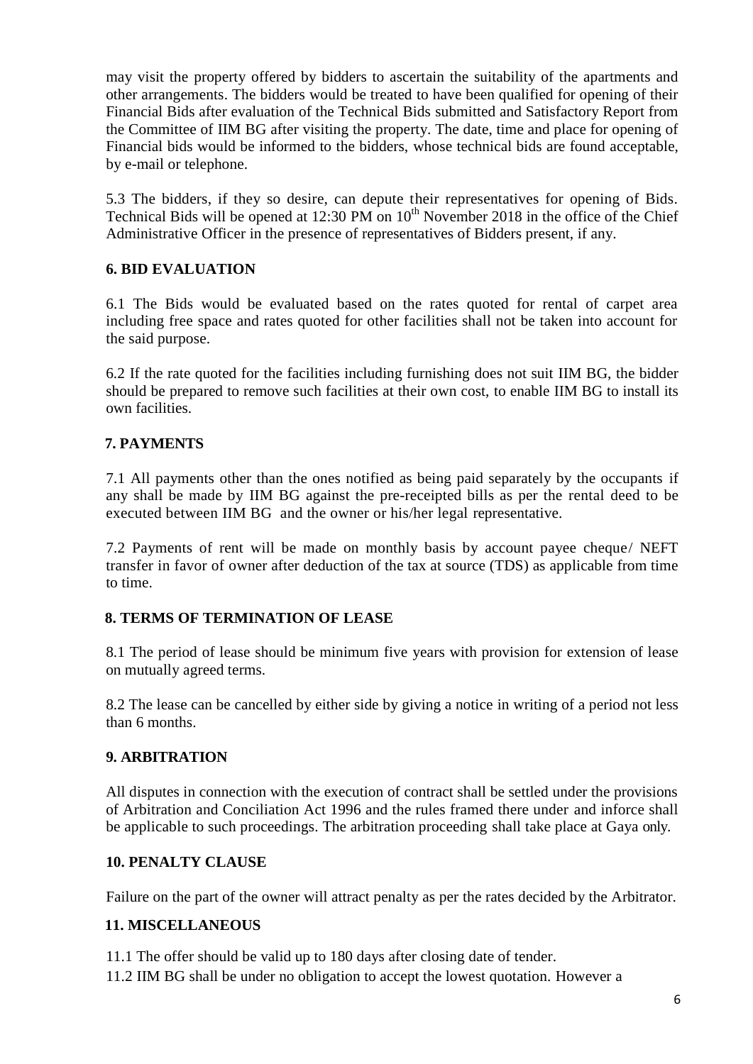may visit the property offered by bidders to ascertain the suitability of the apartments and other arrangements. The bidders would be treated to have been qualified for opening of their Financial Bids after evaluation of the Technical Bids submitted and Satisfactory Report from the Committee of IIM BG after visiting the property. The date, time and place for opening of Financial bids would be informed to the bidders, whose technical bids are found acceptable, by e-mail or telephone.

5.3 The bidders, if they so desire, can depute their representatives for opening of Bids. Technical Bids will be opened at 12:30 PM on 10th November 2018 in the office of the Chief Administrative Officer in the presence of representatives of Bidders present, if any.

## 6. BID EVALUATION

6.1 The Bids would be evaluated based on the rates quoted for rental of carpet area including free space and rates quoted for other facilities shall not be taken into account for the said purpose.

6.2 If the rate quoted for the facilities including furnishing does not suit IIM BG, the bidder should be prepared to remove such facilities at their own cost, to enable IIM BG to install its own facilities.

## 7. PAYMENTS

7.1 All payments other than the ones notified as being paid separately by the occupants if any shall be made by IIM BG against the pre-receipted bills as per the rental deed to be executed between IIM BG and the owner or his/her legal representative.

7.2 Payments of rent will be made on monthly basis by account payee cheque/ NEFT transfer in favor of owner after deduction of the tax at source (TDS) as applicable from time to time.

## 8. TERMS OF TERMINATION OF LEASE

8.1 The period of lease should be minimum five years with provision for extension of lease on mutually agreed terms.

8.2 The lease can be cancelled by either side by giving a notice in writing of a period not less than 6 months.

## 9. ARBITRATION

All disputes in connection with the execution of contract shall be settled under the provisions of Arbitration and Conciliation Act 1996 and the rules framed there under and inforce shall be applicable to such proceedings. The arbitration proceeding shall take place at Gaya only.

## 10. PENALTY CLAUSE

Failure on the part of the owner will attract penalty as per the rates decided by the Arbitrator.

## 11. MISCELLANEOUS

11.1 The offer should be valid up to 180 days after closing date of tender.

11.2 IIM BG shall be under no obligation to accept the lowest quotation. However a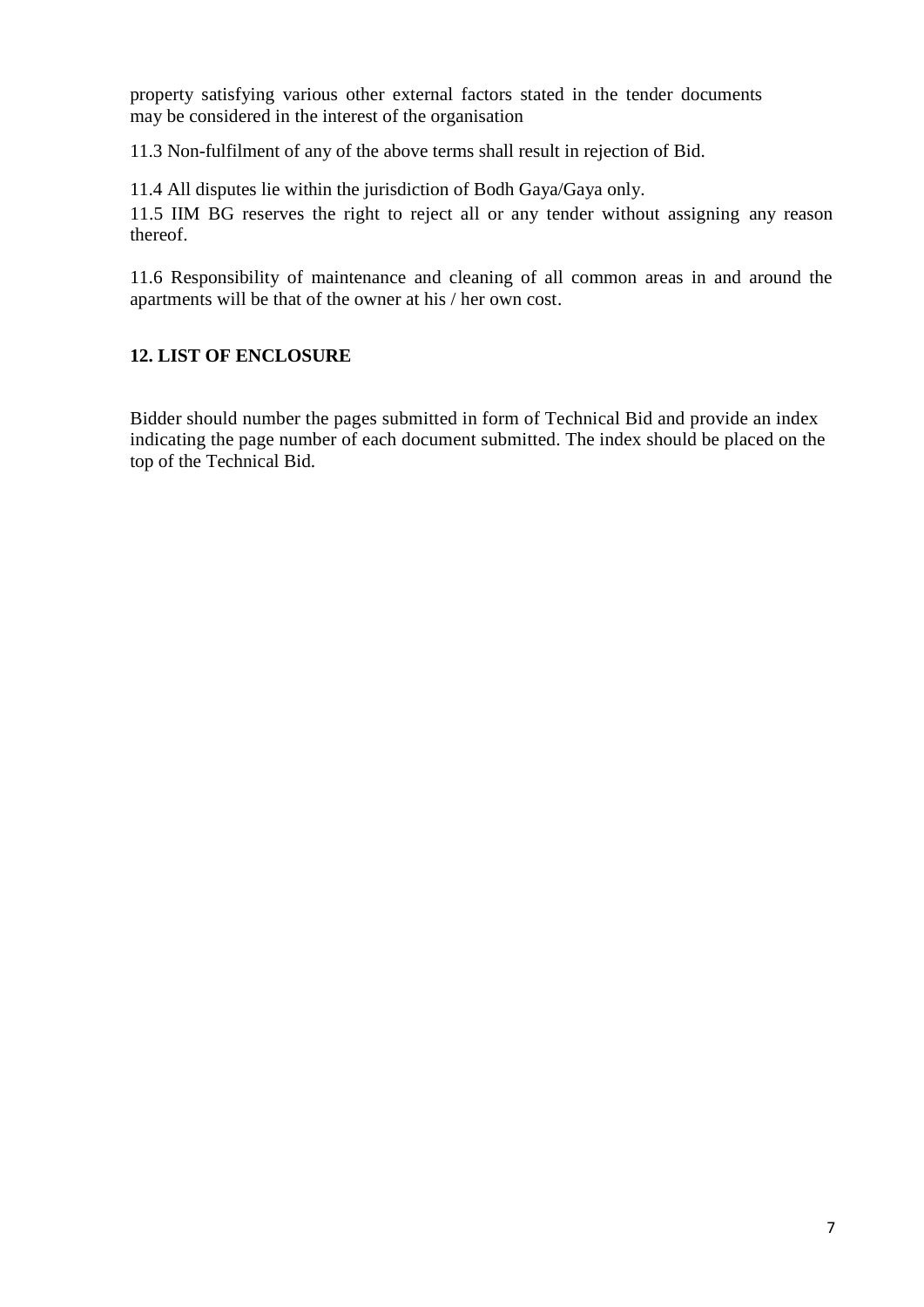property satisfying various other external factors stated in the tender documents may be considered in the interest of the organisation

11.3 Non-fulfilment of any of the above terms shall result in rejection of Bid.

11.4 All disputes lie within the jurisdiction of Bodh Gaya/Gaya only.

11.5 IIM BG reserves the right to reject all or any tender without assigning any reason thereof.

11.6 Responsibility of maintenance and cleaning of all common areas in and around the apartments will be that of the owner at his / her own cost.

**12. LIST OF ENCLOSURE**

Bidder should number the pages submitted in form of Technical Bid and provide an index indicating the page number of each document submitted. The index should be placed on the top of the Technical Bid.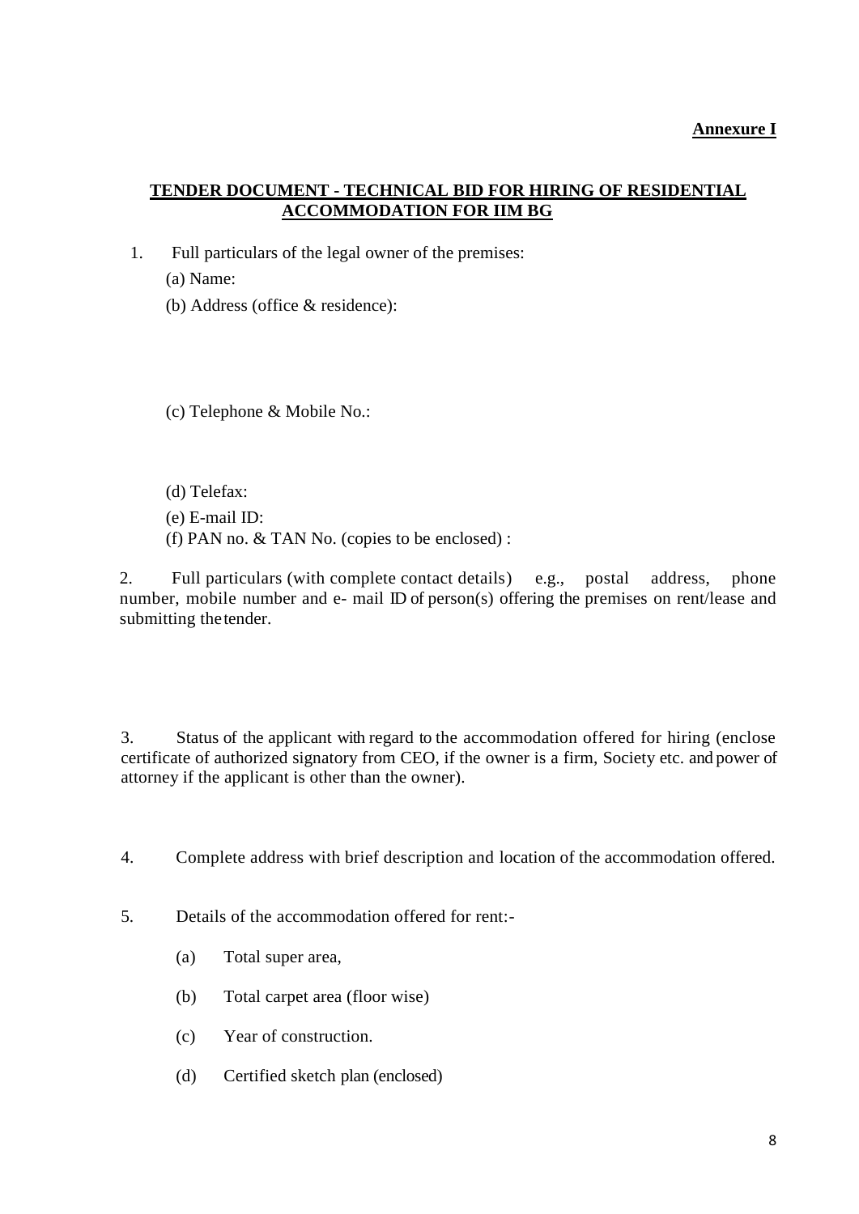**Annexure I**

## TENDER DOCUMENT - TECHNICAL BID FOR HIRING OF RESIDENTIAL ACCOMMODATION FOR IIM BG

1. Full particulars of the legal owner of the premises:

   (a) Name:

   (b) Address (office & residence):

   (c) Telephone & Mobile No.:

   (d) Telefax:

   (e) E-mail ID:

   (f) PAN no. & TAN No. (copies to be enclosed) :

2. Full particulars (with complete contact details) e.g., postal address, phone number, mobile number and e- mail ID of person(s) offering the premises on rent/lease and submitting the tender.

3. Status of the applicant with regard to the accommodation offered for hiring (enclose certificate of authorized signatory from CEO, if the owner is a firm, Society etc. and power of attorney if the applicant is other than the owner).

4. Complete address with brief description and location of the accommodation offered.

5. Details of the accommodation offered for rent:-

   (a) Total super area,

   (b) Total carpet area (floor wise)

   (c) Year of construction.

   (d) Certified sketch plan (enclosed)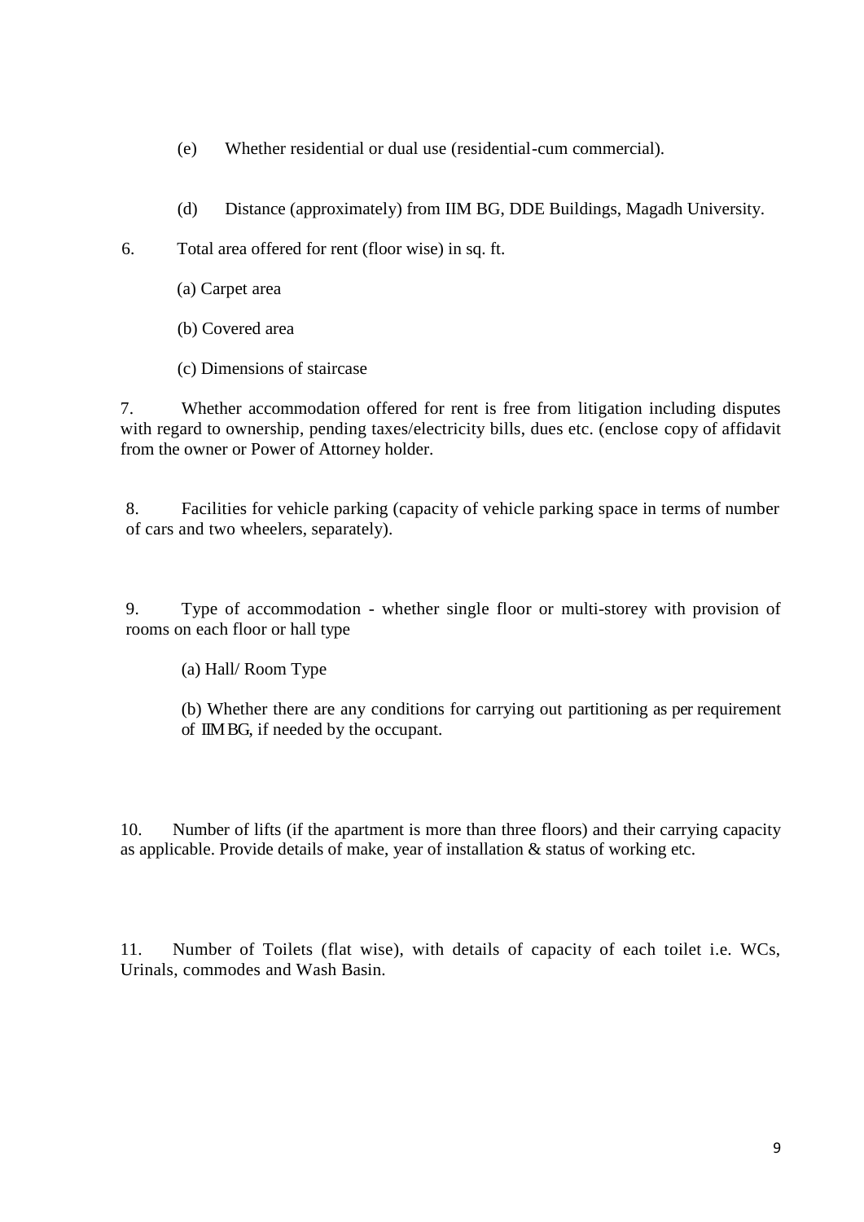(e) Whether residential or dual use (residential-cum commercial).

(d) Distance (approximately) from IIM BG, DDE Buildings, Magadh University.

6. Total area offered for rent (floor wise) in sq. ft.

(a) Carpet area

(b) Covered area

(c) Dimensions of staircase

7. Whether accommodation offered for rent is free from litigation including disputes with regard to ownership, pending taxes/electricity bills, dues etc. (enclose copy of affidavit from the owner or Power of Attorney holder.

8. Facilities for vehicle parking (capacity of vehicle parking space in terms of number of cars and two wheelers, separately).

9. Type of accommodation - whether single floor or multi-storey with provision of rooms on each floor or hall type

(a) Hall/ Room Type

(b) Whether there are any conditions for carrying out partitioning as per requirement of IIM BG, if needed by the occupant.

10. Number of lifts (if the apartment is more than three floors) and their carrying capacity as applicable. Provide details of make, year of installation & status of working etc.

11. Number of Toilets (flat wise), with details of capacity of each toilet i.e. WCs, Urinals, commodes and Wash Basin.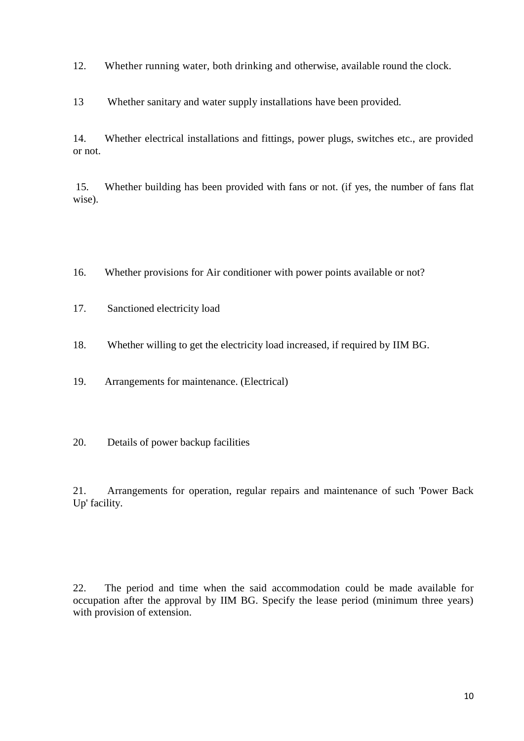12. Whether running water, both drinking and otherwise, available round the clock.

13 Whether sanitary and water supply installations have been provided.

14. Whether electrical installations and fittings, power plugs, switches etc., are provided or not.

15. Whether building has been provided with fans or not. (if yes, the number of fans flat wise).

16. Whether provisions for Air conditioner with power points available or not?

17. Sanctioned electricity load

18. Whether willing to get the electricity load increased, if required by IIM BG.

19. Arrangements for maintenance. (Electrical)

20. Details of power backup facilities

21. Arrangements for operation, regular repairs and maintenance of such 'Power Back Up' facility.

22. The period and time when the said accommodation could be made available for occupation after the approval by IIM BG. Specify the lease period (minimum three years) with provision of extension.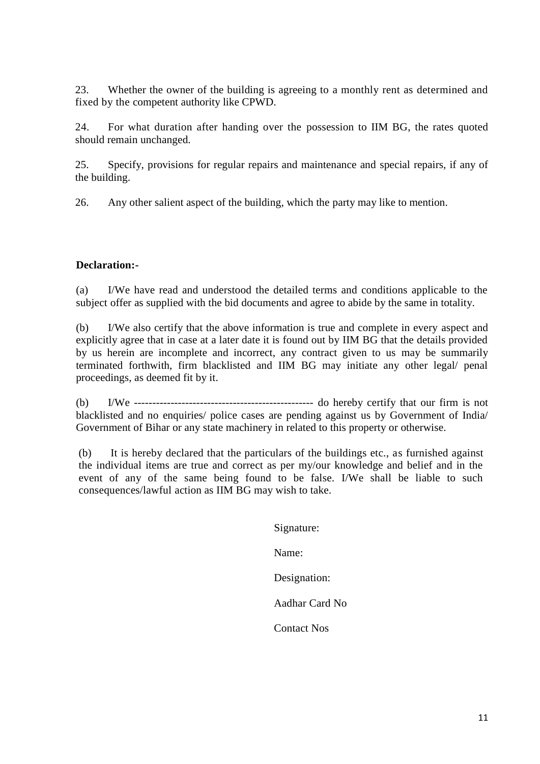23. Whether the owner of the building is agreeing to a monthly rent as determined and fixed by the competent authority like CPWD.

24. For what duration after handing over the possession to IIM BG, the rates quoted should remain unchanged.

25. Specify, provisions for regular repairs and maintenance and special repairs, if any of the building.

26. Any other salient aspect of the building, which the party may like to mention.

**Declaration:-**

(a) I/We have read and understood the detailed terms and conditions applicable to the subject offer as supplied with the bid documents and agree to abide by the same in totality.

(b) I/We also certify that the above information is true and complete in every aspect and explicitly agree that in case at a later date it is found out by IIM BG that the details provided by us herein are incomplete and incorrect, any contract given to us may be summarily terminated forthwith, firm blacklisted and IIM BG may initiate any other legal/ penal proceedings, as deemed fit by it.

(b) I/We ------------------------------------------------ do hereby certify that our firm is not blacklisted and no enquiries/ police cases are pending against us by Government of India/ Government of Bihar or any state machinery in related to this property or otherwise.

(b) It is hereby declared that the particulars of the buildings etc., as furnished against the individual items are true and correct as per my/our knowledge and belief and in the event of any of the same being found to be false. I/We shall be liable to such consequences/lawful action as IIM BG may wish to take.

Signature:

Name:

Designation:

Aadhar Card No

Contact Nos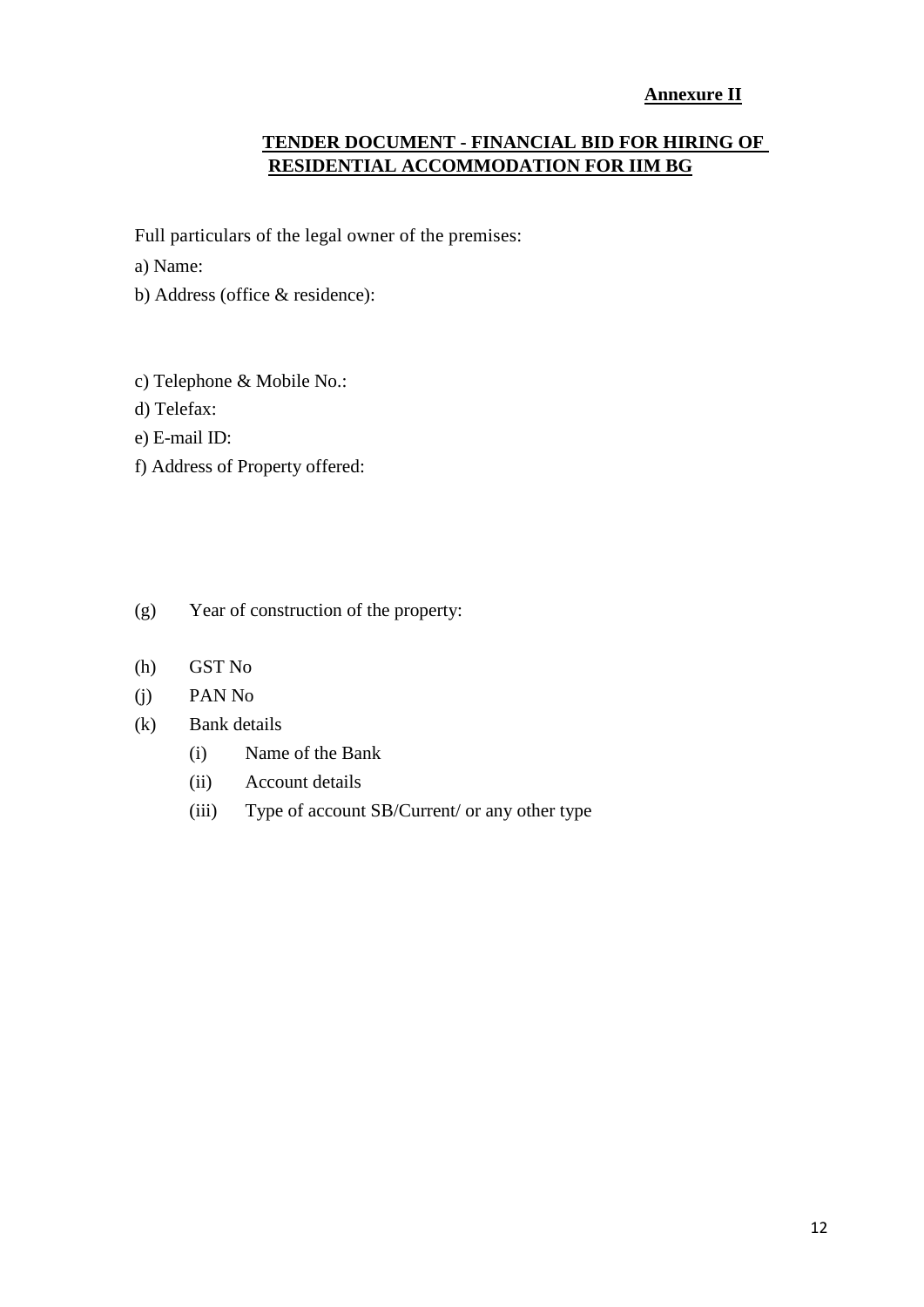**Annexure II**

## TENDER DOCUMENT - FINANCIAL BID FOR HIRING OF RESIDENTIAL ACCOMMODATION FOR IIM BG

Full particulars of the legal owner of the premises:

a) Name:

b) Address (office & residence):

c) Telephone & Mobile No.:

d) Telefax:

e) E-mail ID:

f) Address of Property offered:

(g) Year of construction of the property:

(h) GST No

(j) PAN No

(k) Bank details

- (i) Name of the Bank
- (ii) Account details
- (iii) Type of account SB/Current/ or any other type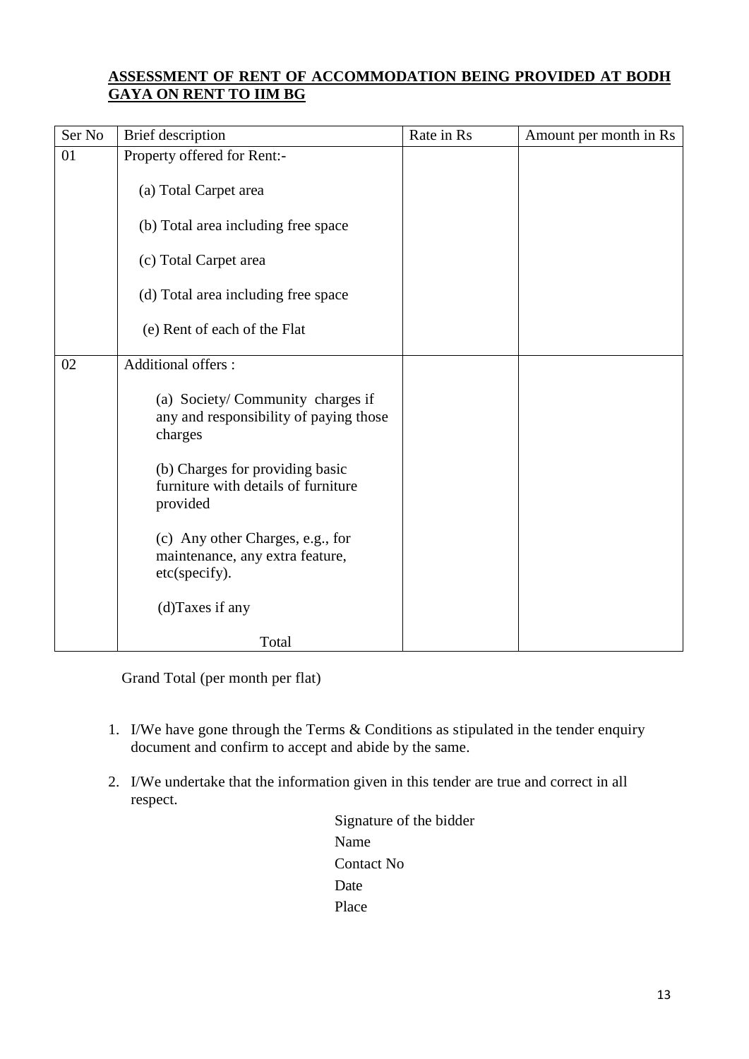## ASSESSMENT OF RENT OF ACCOMMODATION BEING PROVIDED AT BODH GAYA ON RENT TO IIM BG

| Ser No | Brief description | Rate in Rs | Amount per month in Rs |
|---|---|---|---|
| 01 | Property offered for Rent:-<br><br>(a) Total Carpet area<br><br>(b) Total area including free space<br><br>(c) Total Carpet area<br><br>(d) Total area including free space<br><br>(e) Rent of each of the Flat | | |
| 02 | Additional offers :<br><br>(a) Society/ Community charges if any and responsibility of paying those charges<br><br>(b) Charges for providing basic furniture with details of furniture provided<br><br>(c) Any other Charges, e.g., for maintenance, any extra feature, etc(specify).<br><br>(d)Taxes if any<br><br>Total | | |

Grand Total (per month per flat)

1. I/We have gone through the Terms & Conditions as stipulated in the tender enquiry document and confirm to accept and abide by the same.
2. I/We undertake that the information given in this tender are true and correct in all respect.

Signature of the bidder

Name

Contact No

Date

Place